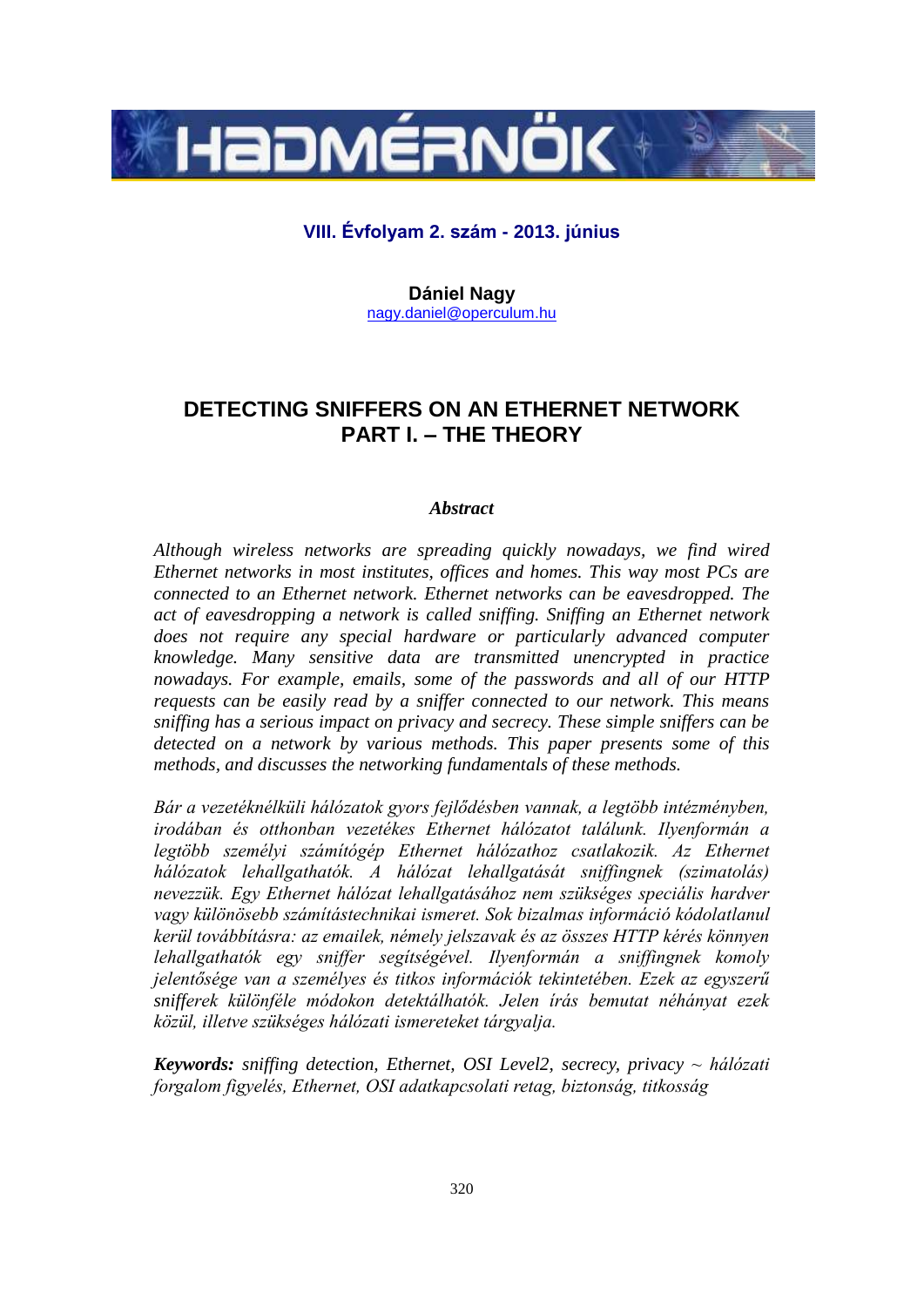VIII. Évfolyam 2. szám - 2013. június

**Dániel Nagy**
nagy.daniel@operculum.hu

# DETECTING SNIFFERS ON AN ETHERNET NETWORK PART I. – THE THEORY

### *Abstract*

*Although wireless networks are spreading quickly nowadays, we find wired Ethernet networks in most institutes, offices and homes. This way most PCs are connected to an Ethernet network. Ethernet networks can be eavesdropped. The act of eavesdropping a network is called sniffing. Sniffing an Ethernet network does not require any special hardware or particularly advanced computer knowledge. Many sensitive data are transmitted unencrypted in practice nowadays. For example, emails, some of the passwords and all of our HTTP requests can be easily read by a sniffer connected to our network. This means sniffing has a serious impact on privacy and secrecy. These simple sniffers can be detected on a network by various methods. This paper presents some of this methods, and discusses the networking fundamentals of these methods.*

*Bár a vezetéknélküli hálózatok gyors fejlődésben vannak, a legtöbb intézményben, irodában és otthonban vezetékes Ethernet hálózatot találunk. Ilyenformán a legtöbb személyi számítógép Ethernet hálózathoz csatlakozik. Az Ethernet hálózatok lehallgathatók. A hálózat lehallgatását sniffingnek (szimatolás) nevezzük. Egy Ethernet hálózat lehallgatásához nem szükséges speciális hardver vagy különösebb számítástechnikai ismeret. Sok bizalmas információ kódolatlanul kerül továbbításra: az emailek, némely jelszavak és az összes HTTP kérés könnyen lehallgathatók egy sniffer segítségével. Ilyenformán a sniffingnek komoly jelentősége van a személyes és titkos információk tekintetében. Ezek az egyszerű snifferek különféle módokon detektálhatók. Jelen írás bemutat néhányat ezek közül, illetve szükséges hálózati ismereteket tárgyalja.*

***Keywords:*** *sniffing detection, Ethernet, OSI Level2, secrecy, privacy ~ hálózati forgalom figyelés, Ethernet, OSI adatkapcsolati retag, biztonság, titkosság*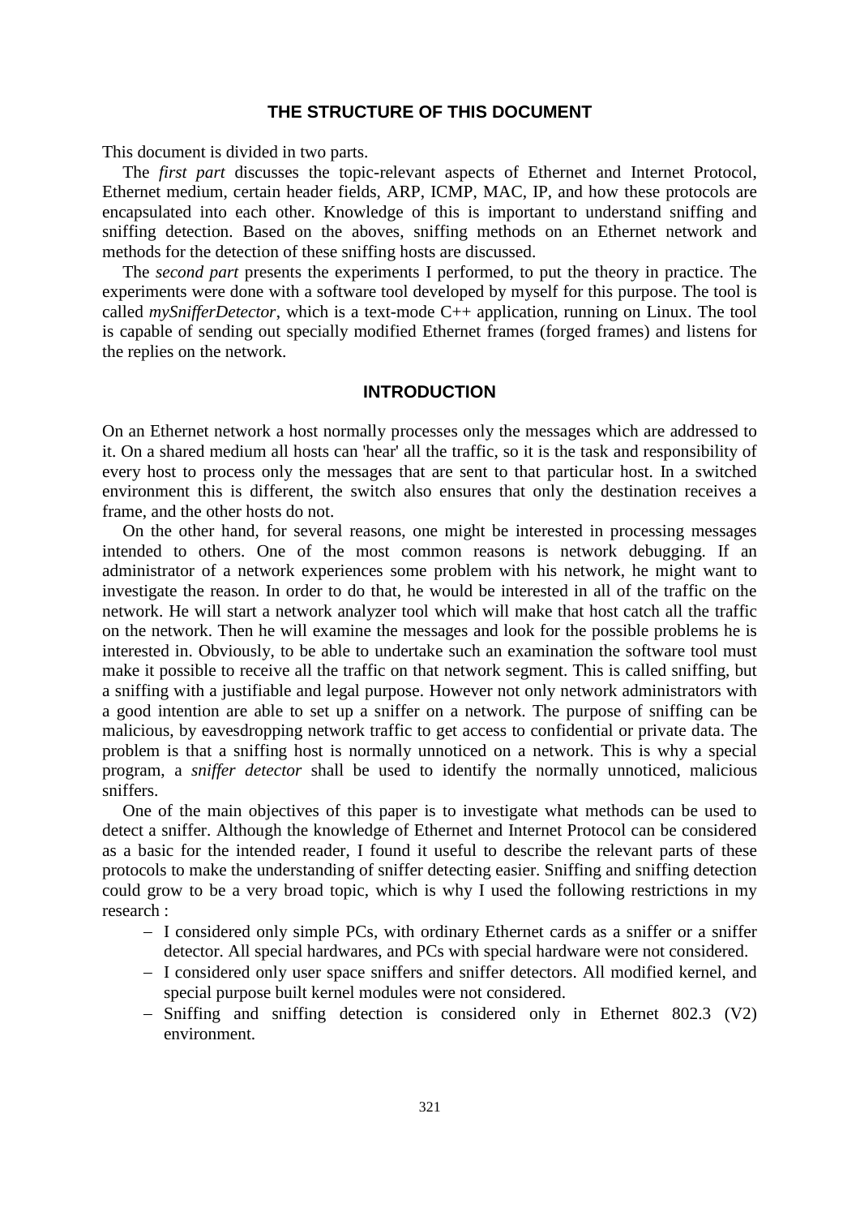## THE STRUCTURE OF THIS DOCUMENT

This document is divided in two parts.

The *first part* discusses the topic-relevant aspects of Ethernet and Internet Protocol, Ethernet medium, certain header fields, ARP, ICMP, MAC, IP, and how these protocols are encapsulated into each other. Knowledge of this is important to understand sniffing and sniffing detection. Based on the aboves, sniffing methods on an Ethernet network and methods for the detection of these sniffing hosts are discussed.

The *second part* presents the experiments I performed, to put the theory in practice. The experiments were done with a software tool developed by myself for this purpose. The tool is called *mySnifferDetector*, which is a text-mode C++ application, running on Linux. The tool is capable of sending out specially modified Ethernet frames (forged frames) and listens for the replies on the network.

## INTRODUCTION

On an Ethernet network a host normally processes only the messages which are addressed to it. On a shared medium all hosts can 'hear' all the traffic, so it is the task and responsibility of every host to process only the messages that are sent to that particular host. In a switched environment this is different, the switch also ensures that only the destination receives a frame, and the other hosts do not.

On the other hand, for several reasons, one might be interested in processing messages intended to others. One of the most common reasons is network debugging. If an administrator of a network experiences some problem with his network, he might want to investigate the reason. In order to do that, he would be interested in all of the traffic on the network. He will start a network analyzer tool which will make that host catch all the traffic on the network. Then he will examine the messages and look for the possible problems he is interested in. Obviously, to be able to undertake such an examination the software tool must make it possible to receive all the traffic on that network segment. This is called sniffing, but a sniffing with a justifiable and legal purpose. However not only network administrators with a good intention are able to set up a sniffer on a network. The purpose of sniffing can be malicious, by eavesdropping network traffic to get access to confidential or private data. The problem is that a sniffing host is normally unnoticed on a network. This is why a special program, a *sniffer detector* shall be used to identify the normally unnoticed, malicious sniffers.

One of the main objectives of this paper is to investigate what methods can be used to detect a sniffer. Although the knowledge of Ethernet and Internet Protocol can be considered as a basic for the intended reader, I found it useful to describe the relevant parts of these protocols to make the understanding of sniffer detecting easier. Sniffing and sniffing detection could grow to be a very broad topic, which is why I used the following restrictions in my research :

- I considered only simple PCs, with ordinary Ethernet cards as a sniffer or a sniffer detector. All special hardwares, and PCs with special hardware were not considered.
- I considered only user space sniffers and sniffer detectors. All modified kernel, and special purpose built kernel modules were not considered.
- Sniffing and sniffing detection is considered only in Ethernet 802.3 (V2) environment.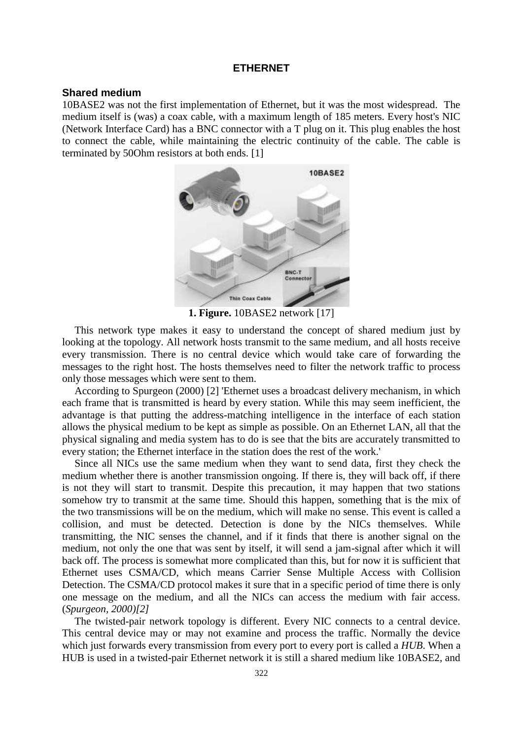## ETHERNET

### Shared medium

10BASE2 was not the first implementation of Ethernet, but it was the most widespread. The medium itself is (was) a coax cable, with a maximum length of 185 meters. Every host's NIC (Network Interface Card) has a BNC connector with a T plug on it. This plug enables the host to connect the cable, while maintaining the electric continuity of the cable. The cable is terminated by 50Ohm resistors at both ends. [1]

**1. Figure.** 10BASE2 network [17]

This network type makes it easy to understand the concept of shared medium just by looking at the topology. All network hosts transmit to the same medium, and all hosts receive every transmission. There is no central device which would take care of forwarding the messages to the right host. The hosts themselves need to filter the network traffic to process only those messages which were sent to them.

According to Spurgeon (2000) [2] 'Ethernet uses a broadcast delivery mechanism, in which each frame that is transmitted is heard by every station. While this may seem inefficient, the advantage is that putting the address-matching intelligence in the interface of each station allows the physical medium to be kept as simple as possible. On an Ethernet LAN, all that the physical signaling and media system has to do is see that the bits are accurately transmitted to every station; the Ethernet interface in the station does the rest of the work.'

Since all NICs use the same medium when they want to send data, first they check the medium whether there is another transmission ongoing. If there is, they will back off, if there is not they will start to transmit. Despite this precaution, it may happen that two stations somehow try to transmit at the same time. Should this happen, something that is the mix of the two transmissions will be on the medium, which will make no sense. This event is called a collision, and must be detected. Detection is done by the NICs themselves. While transmitting, the NIC senses the channel, and if it finds that there is another signal on the medium, not only the one that was sent by itself, it will send a jam-signal after which it will back off. The process is somewhat more complicated than this, but for now it is sufficient that Ethernet uses CSMA/CD, which means Carrier Sense Multiple Access with Collision Detection. The CSMA/CD protocol makes it sure that in a specific period of time there is only one message on the medium, and all the NICs can access the medium with fair access. (*Spurgeon, 2000)[2]*

The twisted-pair network topology is different. Every NIC connects to a central device. This central device may or may not examine and process the traffic. Normally the device which just forwards every transmission from every port to every port is called a *HUB*. When a HUB is used in a twisted-pair Ethernet network it is still a shared medium like 10BASE2, and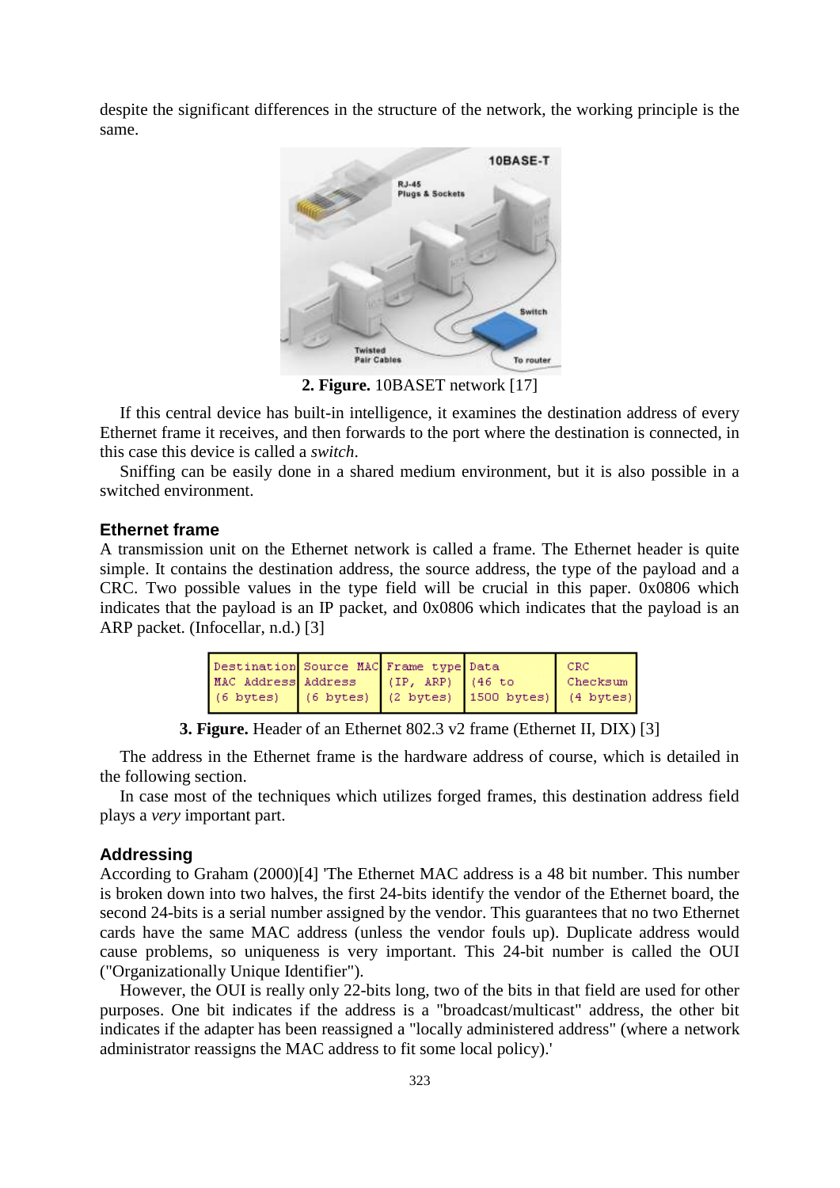despite the significant differences in the structure of the network, the working principle is the same.

**2. Figure.** 10BASET network [17]

If this central device has built-in intelligence, it examines the destination address of every Ethernet frame it receives, and then forwards to the port where the destination is connected, in this case this device is called a *switch*.

Sniffing can be easily done in a shared medium environment, but it is also possible in a switched environment.

## Ethernet frame

A transmission unit on the Ethernet network is called a frame. The Ethernet header is quite simple. It contains the destination address, the source address, the type of the payload and a CRC. Two possible values in the type field will be crucial in this paper. 0x0806 which indicates that the payload is an IP packet, and 0x0806 which indicates that the payload is an ARP packet. (Infocellar, n.d.) [3]

| Destination MAC Address (6 bytes) | Source MAC Address (6 bytes) | Frame type (IP, ARP) (2 bytes) | Data (46 to 1500 bytes) | CRC Checksum (4 bytes) |
|---|---|---|---|---|

**3. Figure.** Header of an Ethernet 802.3 v2 frame (Ethernet II, DIX) [3]

The address in the Ethernet frame is the hardware address of course, which is detailed in the following section.

In case most of the techniques which utilizes forged frames, this destination address field plays a *very* important part.

## Addressing

According to Graham (2000)[4] 'The Ethernet MAC address is a 48 bit number. This number is broken down into two halves, the first 24-bits identify the vendor of the Ethernet board, the second 24-bits is a serial number assigned by the vendor. This guarantees that no two Ethernet cards have the same MAC address (unless the vendor fouls up). Duplicate address would cause problems, so uniqueness is very important. This 24-bit number is called the OUI ("Organizationally Unique Identifier").

However, the OUI is really only 22-bits long, two of the bits in that field are used for other purposes. One bit indicates if the address is a "broadcast/multicast" address, the other bit indicates if the adapter has been reassigned a "locally administered address" (where a network administrator reassigns the MAC address to fit some local policy).'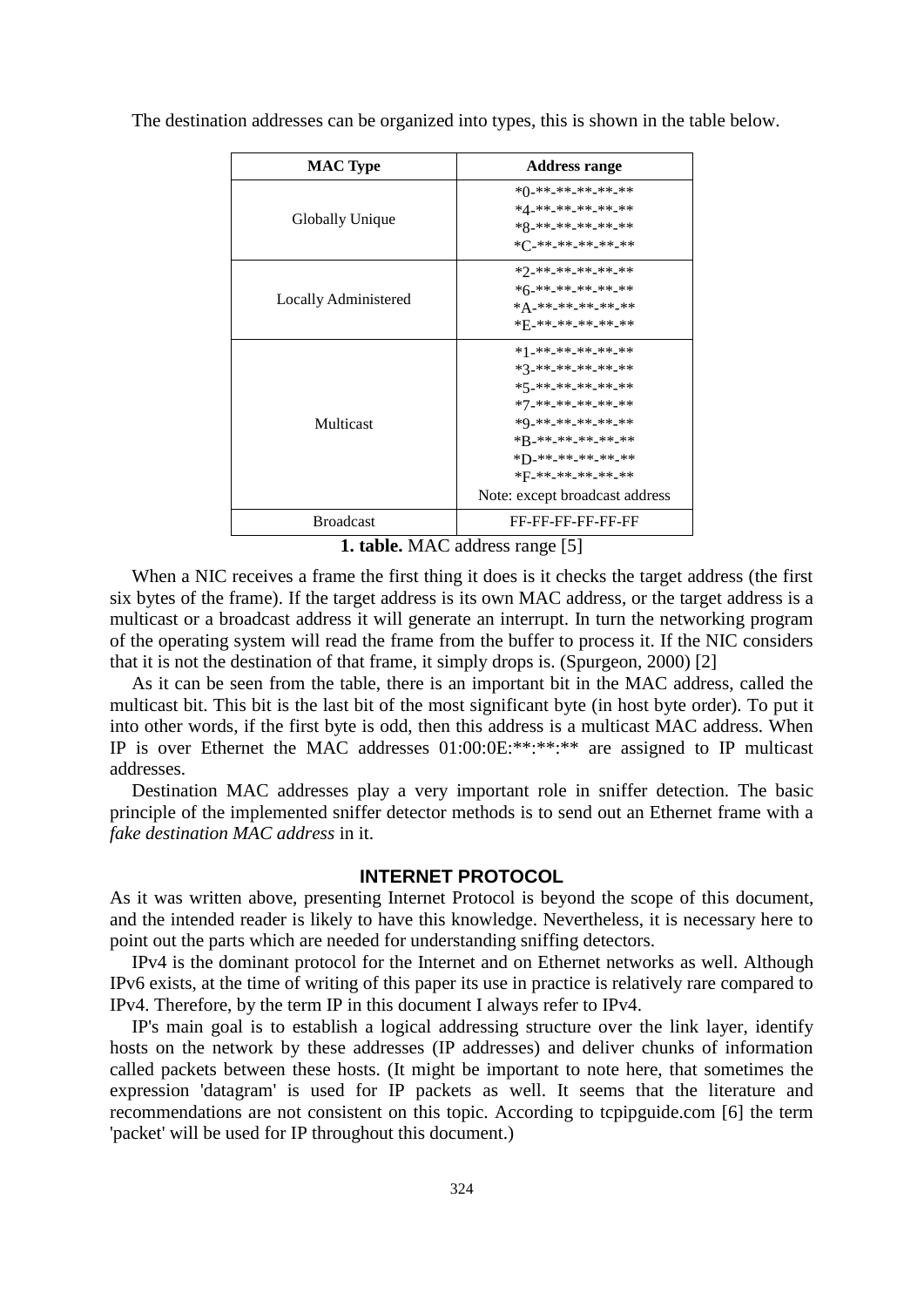The destination addresses can be organized into types, this is shown in the table below.

| MAC Type | Address range |
|---|---|
| Globally Unique | *0-**-**-**-**-** <br> *4-**-**-**-**-** <br> *8-**-**-**-**-** <br> *C-**-**-**-**-** |
| Locally Administered | *2-**-**-**-**-** <br> *6-**-**-**-**-** <br> *A-**-**-**-**-** <br> *E-**-**-**-**-** |
| Multicast | *1-**-**-**-**-** <br> *3-**-**-**-**-** <br> *5-**-**-**-**-** <br> *7-**-**-**-**-** <br> *9-**-**-**-**-** <br> *B-**-**-**-**-** <br> *D-**-**-**-**-** <br> *F-**-**-**-**-** <br> Note: except broadcast address |
| Broadcast | FF-FF-FF-FF-FF-FF |

**1. table.** MAC address range [5]

When a NIC receives a frame the first thing it does is it checks the target address (the first six bytes of the frame). If the target address is its own MAC address, or the target address is a multicast or a broadcast address it will generate an interrupt. In turn the networking program of the operating system will read the frame from the buffer to process it. If the NIC considers that it is not the destination of that frame, it simply drops is. (Spurgeon, 2000) [2]

As it can be seen from the table, there is an important bit in the MAC address, called the multicast bit. This bit is the last bit of the most significant byte (in host byte order). To put it into other words, if the first byte is odd, then this address is a multicast MAC address. When IP is over Ethernet the MAC addresses 01:00:0E:**:**:** are assigned to IP multicast addresses.

Destination MAC addresses play a very important role in sniffer detection. The basic principle of the implemented sniffer detector methods is to send out an Ethernet frame with a *fake destination MAC address* in it.

## INTERNET PROTOCOL

As it was written above, presenting Internet Protocol is beyond the scope of this document, and the intended reader is likely to have this knowledge. Nevertheless, it is necessary here to point out the parts which are needed for understanding sniffing detectors.

IPv4 is the dominant protocol for the Internet and on Ethernet networks as well. Although IPv6 exists, at the time of writing of this paper its use in practice is relatively rare compared to IPv4. Therefore, by the term IP in this document I always refer to IPv4.

IP's main goal is to establish a logical addressing structure over the link layer, identify hosts on the network by these addresses (IP addresses) and deliver chunks of information called packets between these hosts. (It might be important to note here, that sometimes the expression 'datagram' is used for IP packets as well. It seems that the literature and recommendations are not consistent on this topic. According to tcpipguide.com [6] the term 'packet' will be used for IP throughout this document.)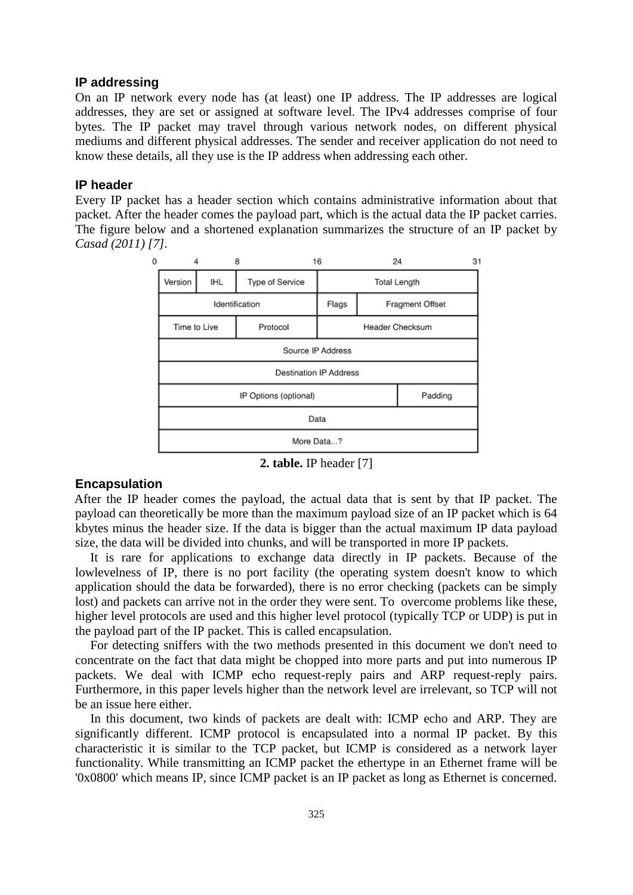### IP addressing

On an IP network every node has (at least) one IP address. The IP addresses are logical addresses, they are set or assigned at software level. The IPv4 addresses comprise of four bytes. The IP packet may travel through various network nodes, on different physical mediums and different physical addresses. The sender and receiver application do not need to know these details, all they use is the IP address when addressing each other.

### IP header

Every IP packet has a header section which contains administrative information about that packet. After the header comes the payload part, which is the actual data the IP packet carries. The figure below and a shortened explanation summarizes the structure of an IP packet by *Casad (2011) [7]*.

| 0–3 | 4–7 | 8–15 | 16–18 | 19–31 |
|---|---|---|---|---|
| Version | IHL | Type of Service | Total Length | |
| Identification | | | Flags | Fragment Offset |
| Time to Live | | Protocol | Header Checksum | |
| Source IP Address | | | | |
| Destination IP Address | | | | |
| IP Options (optional) | | | | Padding |
| Data | | | | |
| More Data...? | | | | |

**2. table.** IP header [7]

### Encapsulation

After the IP header comes the payload, the actual data that is sent by that IP packet. The payload can theoretically be more than the maximum payload size of an IP packet which is 64 kbytes minus the header size. If the data is bigger than the actual maximum IP data payload size, the data will be divided into chunks, and will be transported in more IP packets.

It is rare for applications to exchange data directly in IP packets. Because of the lowlevelness of IP, there is no port facility (the operating system doesn't know to which application should the data be forwarded), there is no error checking (packets can be simply lost) and packets can arrive not in the order they were sent. To overcome problems like these, higher level protocols are used and this higher level protocol (typically TCP or UDP) is put in the payload part of the IP packet. This is called encapsulation.

For detecting sniffers with the two methods presented in this document we don't need to concentrate on the fact that data might be chopped into more parts and put into numerous IP packets. We deal with ICMP echo request-reply pairs and ARP request-reply pairs. Furthermore, in this paper levels higher than the network level are irrelevant, so TCP will not be an issue here either.

In this document, two kinds of packets are dealt with: ICMP echo and ARP. They are significantly different. ICMP protocol is encapsulated into a normal IP packet. By this characteristic it is similar to the TCP packet, but ICMP is considered as a network layer functionality. While transmitting an ICMP packet the ethertype in an Ethernet frame will be '0x0800' which means IP, since ICMP packet is an IP packet as long as Ethernet is concerned.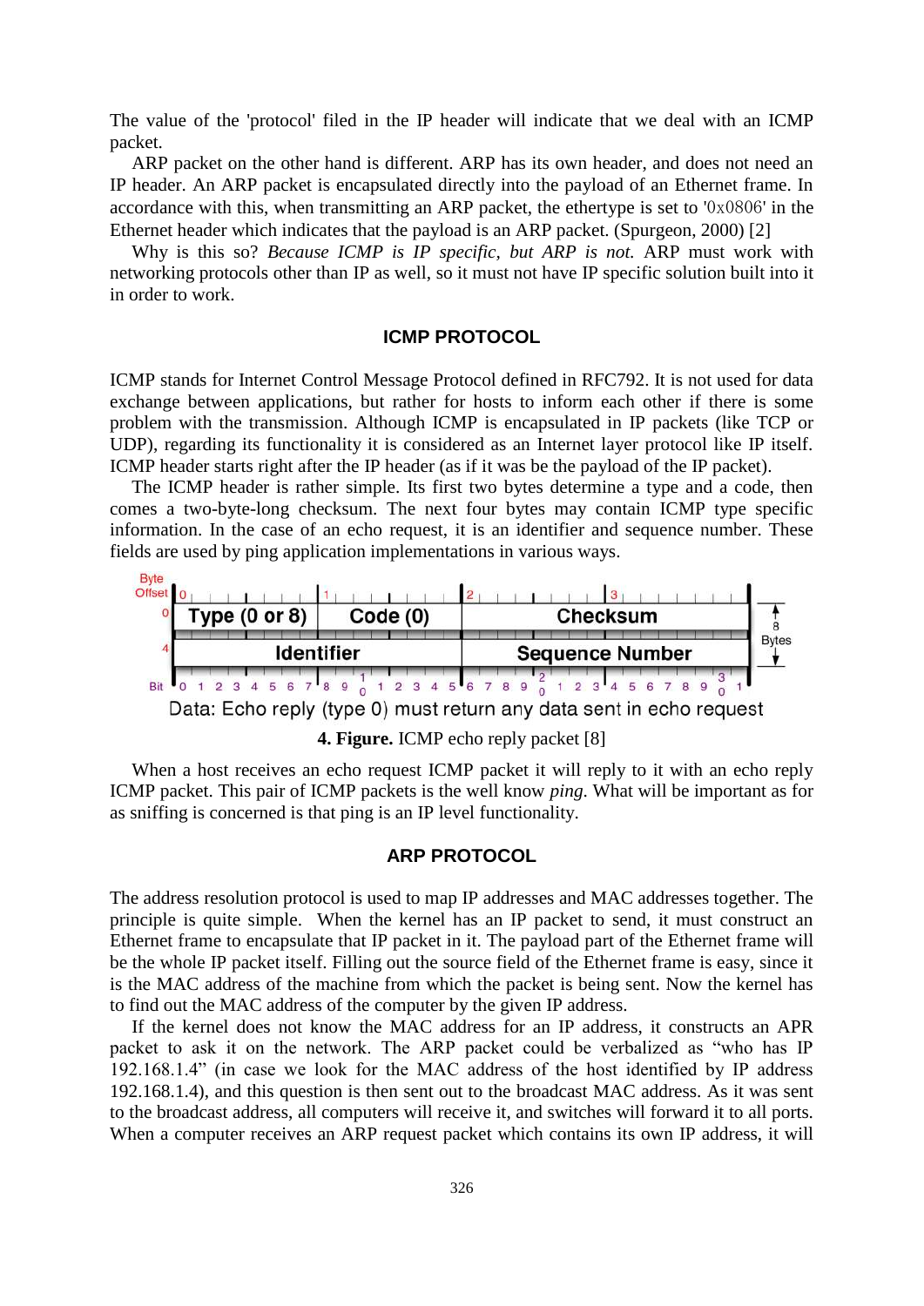The value of the 'protocol' filed in the IP header will indicate that we deal with an ICMP packet.

ARP packet on the other hand is different. ARP has its own header, and does not need an IP header. An ARP packet is encapsulated directly into the payload of an Ethernet frame. In accordance with this, when transmitting an ARP packet, the ethertype is set to '0x0806' in the Ethernet header which indicates that the payload is an ARP packet. (Spurgeon, 2000) [2]

Why is this so? *Because ICMP is IP specific, but ARP is not.* ARP must work with networking protocols other than IP as well, so it must not have IP specific solution built into it in order to work.

## ICMP PROTOCOL

ICMP stands for Internet Control Message Protocol defined in RFC792. It is not used for data exchange between applications, but rather for hosts to inform each other if there is some problem with the transmission. Although ICMP is encapsulated in IP packets (like TCP or UDP), regarding its functionality it is considered as an Internet layer protocol like IP itself. ICMP header starts right after the IP header (as if it was be the payload of the IP packet).

The ICMP header is rather simple. Its first two bytes determine a type and a code, then comes a two-byte-long checksum. The next four bytes may contain ICMP type specific information. In the case of an echo request, it is an identifier and sequence number. These fields are used by ping application implementations in various ways.

| Byte Offset | 0 | 1 | 2 | 3 |
|---|---|---|---|---|
| 0 | Type (0 or 8) | Code (0) | Checksum | |
| 4 | Identifier | | Sequence Number | |

Data: Echo reply (type 0) must return any data sent in echo request

**4. Figure.** ICMP echo reply packet [8]

When a host receives an echo request ICMP packet it will reply to it with an echo reply ICMP packet. This pair of ICMP packets is the well know *ping*. What will be important as for as sniffing is concerned is that ping is an IP level functionality.

## ARP PROTOCOL

The address resolution protocol is used to map IP addresses and MAC addresses together. The principle is quite simple. When the kernel has an IP packet to send, it must construct an Ethernet frame to encapsulate that IP packet in it. The payload part of the Ethernet frame will be the whole IP packet itself. Filling out the source field of the Ethernet frame is easy, since it is the MAC address of the machine from which the packet is being sent. Now the kernel has to find out the MAC address of the computer by the given IP address.

If the kernel does not know the MAC address for an IP address, it constructs an APR packet to ask it on the network. The ARP packet could be verbalized as "who has IP 192.168.1.4" (in case we look for the MAC address of the host identified by IP address 192.168.1.4), and this question is then sent out to the broadcast MAC address. As it was sent to the broadcast address, all computers will receive it, and switches will forward it to all ports. When a computer receives an ARP request packet which contains its own IP address, it will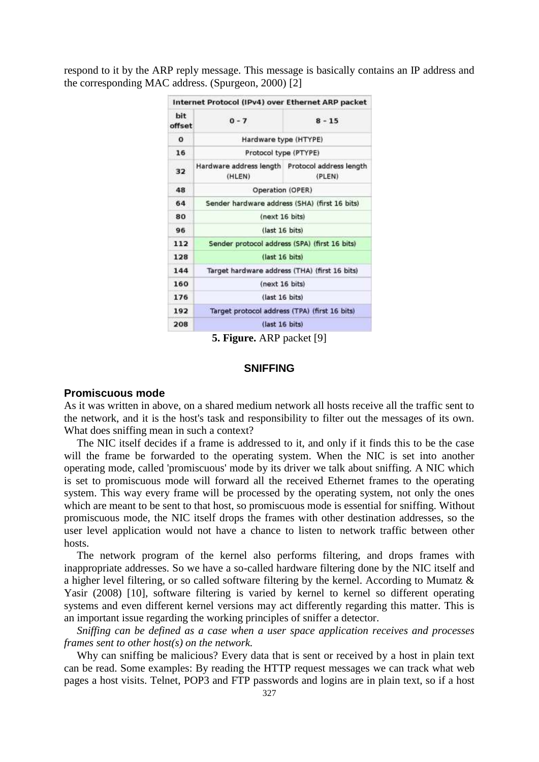respond to it by the ARP reply message. This message is basically contains an IP address and the corresponding MAC address. (Spurgeon, 2000) [2]

| Internet Protocol (IPv4) over Ethernet ARP packet | | |
|---|---|---|
| bit offset | 0 - 7 | 8 - 15 |
| 0 | Hardware type (HTYPE) | |
| 16 | Protocol type (PTYPE) | |
| 32 | Hardware address length (HLEN) | Protocol address length (PLEN) |
| 48 | Operation (OPER) | |
| 64 | Sender hardware address (SHA) (first 16 bits) | |
| 80 | (next 16 bits) | |
| 96 | (last 16 bits) | |
| 112 | Sender protocol address (SPA) (first 16 bits) | |
| 128 | (last 16 bits) | |
| 144 | Target hardware address (THA) (first 16 bits) | |
| 160 | (next 16 bits) | |
| 176 | (last 16 bits) | |
| 192 | Target protocol address (TPA) (first 16 bits) | |
| 208 | (last 16 bits) | |

**5. Figure.** ARP packet [9]

## SNIFFING

### Promiscuous mode

As it was written in above, on a shared medium network all hosts receive all the traffic sent to the network, and it is the host's task and responsibility to filter out the messages of its own. What does sniffing mean in such a context?

The NIC itself decides if a frame is addressed to it, and only if it finds this to be the case will the frame be forwarded to the operating system. When the NIC is set into another operating mode, called 'promiscuous' mode by its driver we talk about sniffing. A NIC which is set to promiscuous mode will forward all the received Ethernet frames to the operating system. This way every frame will be processed by the operating system, not only the ones which are meant to be sent to that host, so promiscuous mode is essential for sniffing. Without promiscuous mode, the NIC itself drops the frames with other destination addresses, so the user level application would not have a chance to listen to network traffic between other hosts.

The network program of the kernel also performs filtering, and drops frames with inappropriate addresses. So we have a so-called hardware filtering done by the NIC itself and a higher level filtering, or so called software filtering by the kernel. According to Mumatz & Yasir (2008) [10], software filtering is varied by kernel to kernel so different operating systems and even different kernel versions may act differently regarding this matter. This is an important issue regarding the working principles of sniffer a detector.

*Sniffing can be defined as a case when a user space application receives and processes frames sent to other host(s) on the network.*

Why can sniffing be malicious? Every data that is sent or received by a host in plain text can be read. Some examples: By reading the HTTP request messages we can track what web pages a host visits. Telnet, POP3 and FTP passwords and logins are in plain text, so if a host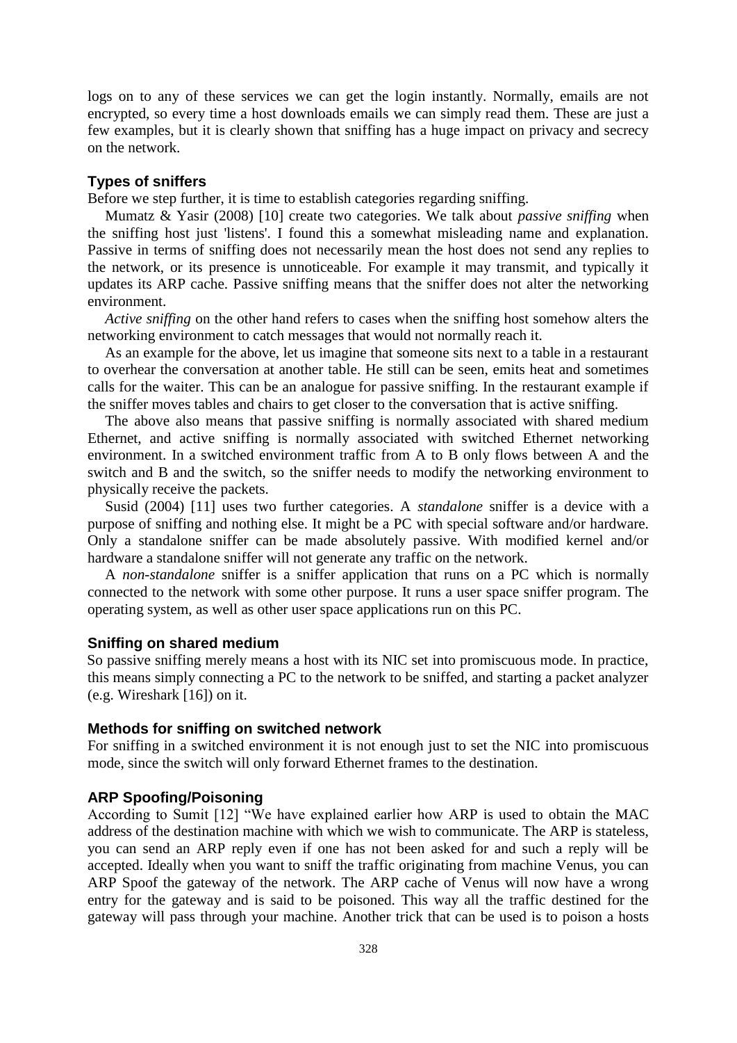logs on to any of these services we can get the login instantly. Normally, emails are not encrypted, so every time a host downloads emails we can simply read them. These are just a few examples, but it is clearly shown that sniffing has a huge impact on privacy and secrecy on the network.

### Types of sniffers

Before we step further, it is time to establish categories regarding sniffing.

Mumatz & Yasir (2008) [10] create two categories. We talk about *passive sniffing* when the sniffing host just 'listens'. I found this a somewhat misleading name and explanation. Passive in terms of sniffing does not necessarily mean the host does not send any replies to the network, or its presence is unnoticeable. For example it may transmit, and typically it updates its ARP cache. Passive sniffing means that the sniffer does not alter the networking environment.

*Active sniffing* on the other hand refers to cases when the sniffing host somehow alters the networking environment to catch messages that would not normally reach it.

As an example for the above, let us imagine that someone sits next to a table in a restaurant to overhear the conversation at another table. He still can be seen, emits heat and sometimes calls for the waiter. This can be an analogue for passive sniffing. In the restaurant example if the sniffer moves tables and chairs to get closer to the conversation that is active sniffing.

The above also means that passive sniffing is normally associated with shared medium Ethernet, and active sniffing is normally associated with switched Ethernet networking environment. In a switched environment traffic from A to B only flows between A and the switch and B and the switch, so the sniffer needs to modify the networking environment to physically receive the packets.

Susid (2004) [11] uses two further categories. A *standalone* sniffer is a device with a purpose of sniffing and nothing else. It might be a PC with special software and/or hardware. Only a standalone sniffer can be made absolutely passive. With modified kernel and/or hardware a standalone sniffer will not generate any traffic on the network.

A *non-standalone* sniffer is a sniffer application that runs on a PC which is normally connected to the network with some other purpose. It runs a user space sniffer program. The operating system, as well as other user space applications run on this PC.

### Sniffing on shared medium

So passive sniffing merely means a host with its NIC set into promiscuous mode. In practice, this means simply connecting a PC to the network to be sniffed, and starting a packet analyzer (e.g. Wireshark [16]) on it.

### Methods for sniffing on switched network

For sniffing in a switched environment it is not enough just to set the NIC into promiscuous mode, since the switch will only forward Ethernet frames to the destination.

### ARP Spoofing/Poisoning

According to Sumit [12] "We have explained earlier how ARP is used to obtain the MAC address of the destination machine with which we wish to communicate. The ARP is stateless, you can send an ARP reply even if one has not been asked for and such a reply will be accepted. Ideally when you want to sniff the traffic originating from machine Venus, you can ARP Spoof the gateway of the network. The ARP cache of Venus will now have a wrong entry for the gateway and is said to be poisoned. This way all the traffic destined for the gateway will pass through your machine. Another trick that can be used is to poison a hosts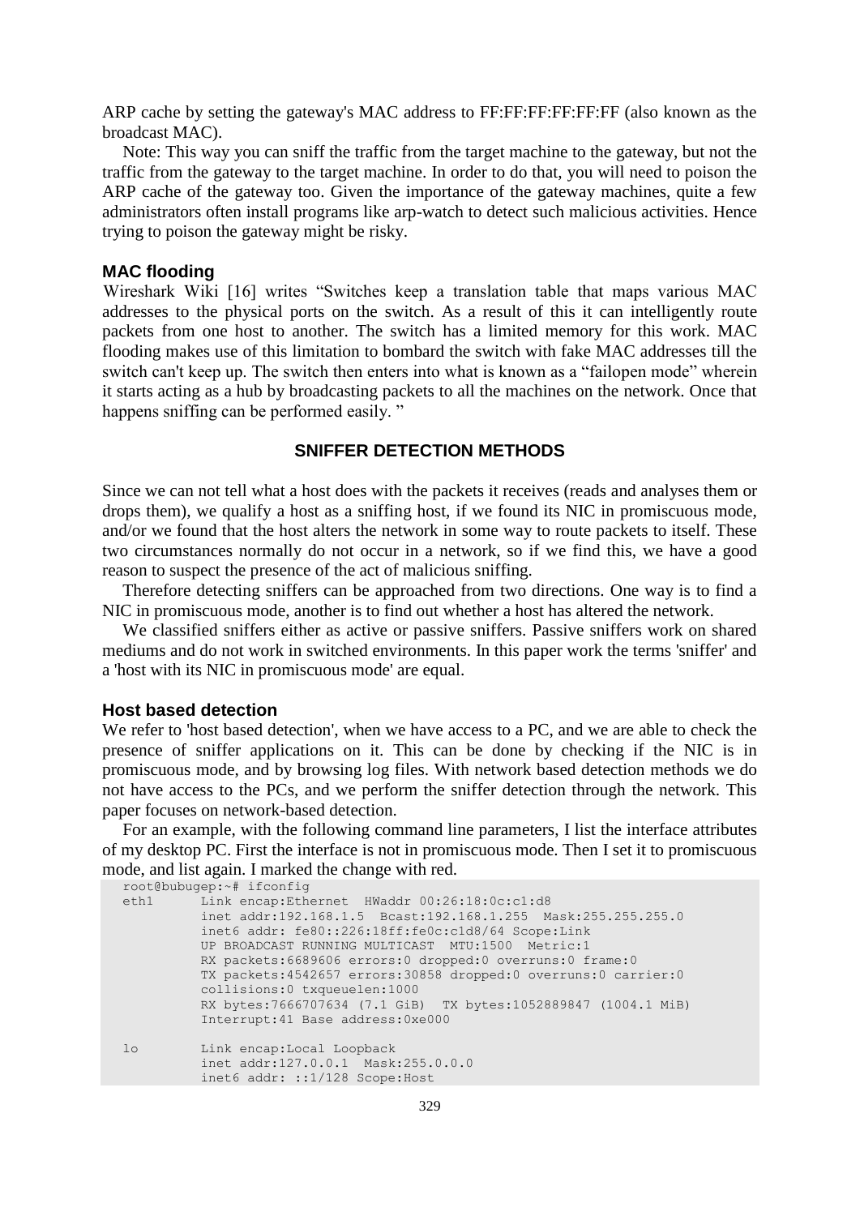ARP cache by setting the gateway's MAC address to FF:FF:FF:FF:FF:FF (also known as the broadcast MAC).

Note: This way you can sniff the traffic from the target machine to the gateway, but not the traffic from the gateway to the target machine. In order to do that, you will need to poison the ARP cache of the gateway too. Given the importance of the gateway machines, quite a few administrators often install programs like arp-watch to detect such malicious activities. Hence trying to poison the gateway might be risky.

### MAC flooding

Wireshark Wiki [16] writes "Switches keep a translation table that maps various MAC addresses to the physical ports on the switch. As a result of this it can intelligently route packets from one host to another. The switch has a limited memory for this work. MAC flooding makes use of this limitation to bombard the switch with fake MAC addresses till the switch can't keep up. The switch then enters into what is known as a "failopen mode" wherein it starts acting as a hub by broadcasting packets to all the machines on the network. Once that happens sniffing can be performed easily. "

## SNIFFER DETECTION METHODS

Since we can not tell what a host does with the packets it receives (reads and analyses them or drops them), we qualify a host as a sniffing host, if we found its NIC in promiscuous mode, and/or we found that the host alters the network in some way to route packets to itself. These two circumstances normally do not occur in a network, so if we find this, we have a good reason to suspect the presence of the act of malicious sniffing.

Therefore detecting sniffers can be approached from two directions. One way is to find a NIC in promiscuous mode, another is to find out whether a host has altered the network.

We classified sniffers either as active or passive sniffers. Passive sniffers work on shared mediums and do not work in switched environments. In this paper work the terms 'sniffer' and a 'host with its NIC in promiscuous mode' are equal.

### Host based detection

We refer to 'host based detection', when we have access to a PC, and we are able to check the presence of sniffer applications on it. This can be done by checking if the NIC is in promiscuous mode, and by browsing log files. With network based detection methods we do not have access to the PCs, and we perform the sniffer detection through the network. This paper focuses on network-based detection.

For an example, with the following command line parameters, I list the interface attributes of my desktop PC. First the interface is not in promiscuous mode. Then I set it to promiscuous mode, and list again. I marked the change with red.

```
root@bubugep:~# ifconfig
eth1      Link encap:Ethernet  HWaddr 00:26:18:0c:c1:d8
          inet addr:192.168.1.5  Bcast:192.168.1.255  Mask:255.255.255.0
          inet6 addr: fe80::226:18ff:fe0c:c1d8/64 Scope:Link
          UP BROADCAST RUNNING MULTICAST  MTU:1500  Metric:1
          RX packets:6689606 errors:0 dropped:0 overruns:0 frame:0
          TX packets:4542657 errors:30858 dropped:0 overruns:0 carrier:0
          collisions:0 txqueuelen:1000
          RX bytes:7666707634 (7.1 GiB)  TX bytes:1052889847 (1004.1 MiB)
          Interrupt:41 Base address:0xe000

lo        Link encap:Local Loopback
          inet addr:127.0.0.1  Mask:255.0.0.0
          inet6 addr: ::1/128 Scope:Host
```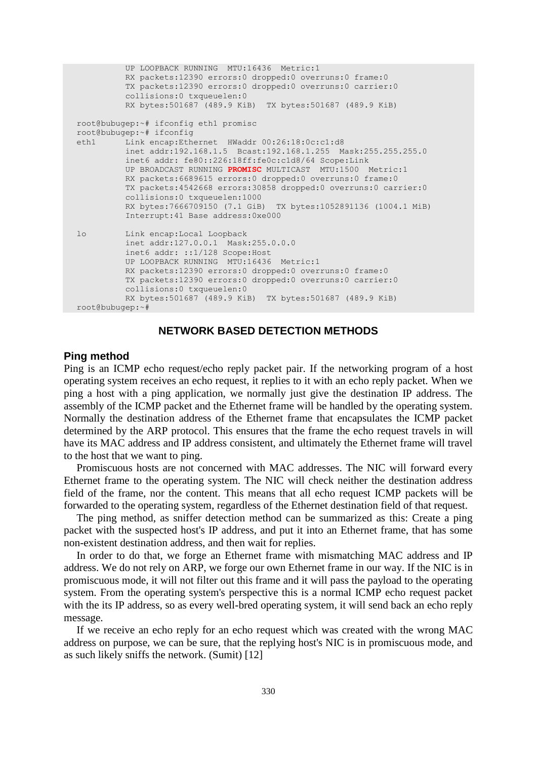```
          UP LOOPBACK RUNNING  MTU:16436  Metric:1
          RX packets:12390 errors:0 dropped:0 overruns:0 frame:0
          TX packets:12390 errors:0 dropped:0 overruns:0 carrier:0
          collisions:0 txqueuelen:0
          RX bytes:501687 (489.9 KiB)  TX bytes:501687 (489.9 KiB)

root@bubugep:~# ifconfig eth1 promisc
root@bubugep:~# ifconfig
eth1      Link encap:Ethernet  HWaddr 00:26:18:0c:c1:d8
          inet addr:192.168.1.5  Bcast:192.168.1.255  Mask:255.255.255.0
          inet6 addr: fe80::226:18ff:fe0c:c1d8/64 Scope:Link
          UP BROADCAST RUNNING PROMISC MULTICAST  MTU:1500  Metric:1
          RX packets:6689615 errors:0 dropped:0 overruns:0 frame:0
          TX packets:4542668 errors:30858 dropped:0 overruns:0 carrier:0
          collisions:0 txqueuelen:1000
          RX bytes:7666709150 (7.1 GiB)  TX bytes:1052891136 (1004.1 MiB)
          Interrupt:41 Base address:0xe000

lo        Link encap:Local Loopback
          inet addr:127.0.0.1  Mask:255.0.0.0
          inet6 addr: ::1/128 Scope:Host
          UP LOOPBACK RUNNING  MTU:16436  Metric:1
          RX packets:12390 errors:0 dropped:0 overruns:0 frame:0
          TX packets:12390 errors:0 dropped:0 overruns:0 carrier:0
          collisions:0 txqueuelen:0
          RX bytes:501687 (489.9 KiB)  TX bytes:501687 (489.9 KiB)
root@bubugep:~#
```

## NETWORK BASED DETECTION METHODS

### Ping method

Ping is an ICMP echo request/echo reply packet pair. If the networking program of a host operating system receives an echo request, it replies to it with an echo reply packet. When we ping a host with a ping application, we normally just give the destination IP address. The assembly of the ICMP packet and the Ethernet frame will be handled by the operating system. Normally the destination address of the Ethernet frame that encapsulates the ICMP packet determined by the ARP protocol. This ensures that the frame the echo request travels in will have its MAC address and IP address consistent, and ultimately the Ethernet frame will travel to the host that we want to ping.

Promiscuous hosts are not concerned with MAC addresses. The NIC will forward every Ethernet frame to the operating system. The NIC will check neither the destination address field of the frame, nor the content. This means that all echo request ICMP packets will be forwarded to the operating system, regardless of the Ethernet destination field of that request.

The ping method, as sniffer detection method can be summarized as this: Create a ping packet with the suspected host's IP address, and put it into an Ethernet frame, that has some non-existent destination address, and then wait for replies.

In order to do that, we forge an Ethernet frame with mismatching MAC address and IP address. We do not rely on ARP, we forge our own Ethernet frame in our way. If the NIC is in promiscuous mode, it will not filter out this frame and it will pass the payload to the operating system. From the operating system's perspective this is a normal ICMP echo request packet with the its IP address, so as every well-bred operating system, it will send back an echo reply message.

If we receive an echo reply for an echo request which was created with the wrong MAC address on purpose, we can be sure, that the replying host's NIC is in promiscuous mode, and as such likely sniffs the network. (Sumit) [12]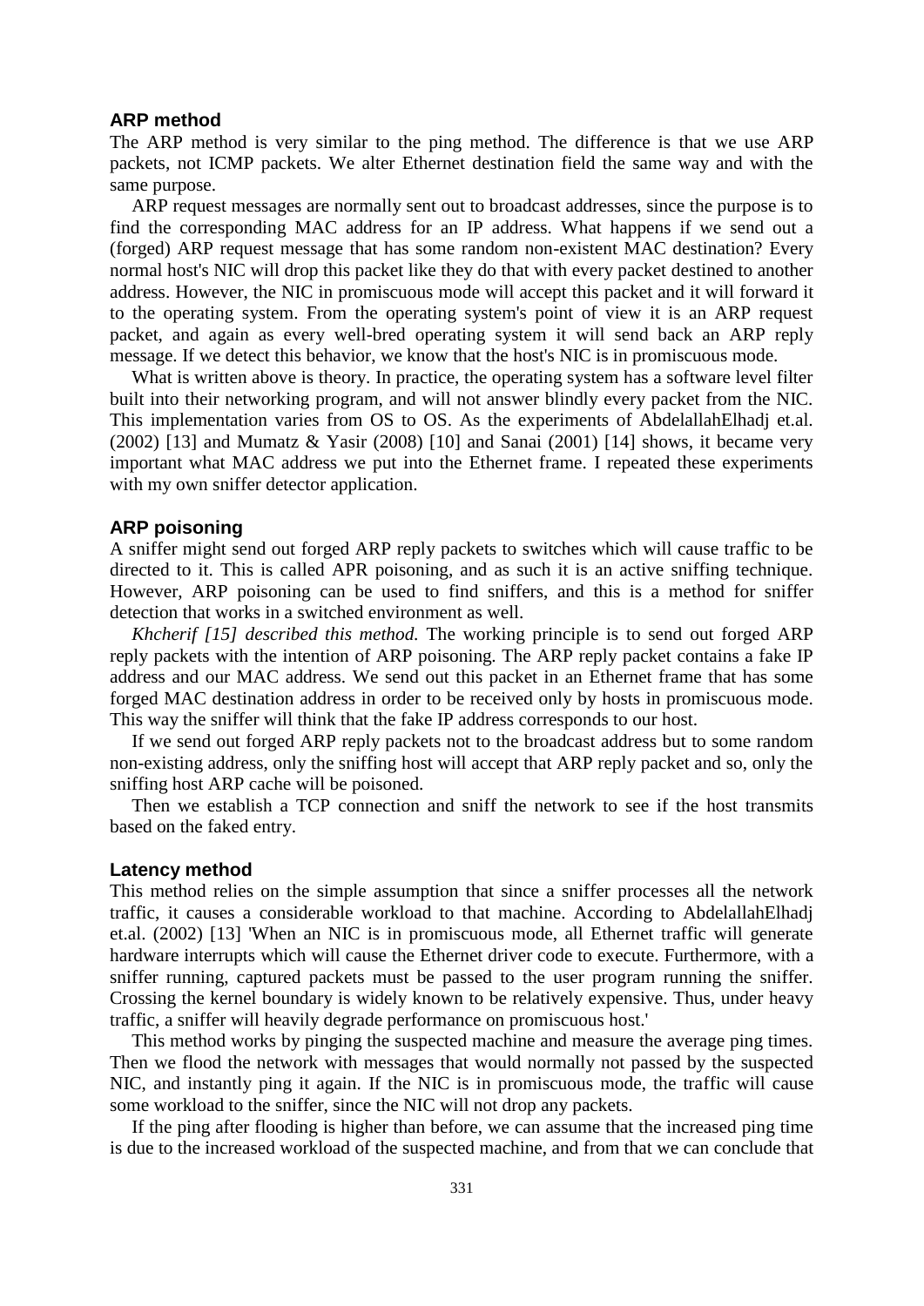### ARP method

The ARP method is very similar to the ping method. The difference is that we use ARP packets, not ICMP packets. We alter Ethernet destination field the same way and with the same purpose.

ARP request messages are normally sent out to broadcast addresses, since the purpose is to find the corresponding MAC address for an IP address. What happens if we send out a (forged) ARP request message that has some random non-existent MAC destination? Every normal host's NIC will drop this packet like they do that with every packet destined to another address. However, the NIC in promiscuous mode will accept this packet and it will forward it to the operating system. From the operating system's point of view it is an ARP request packet, and again as every well-bred operating system it will send back an ARP reply message. If we detect this behavior, we know that the host's NIC is in promiscuous mode.

What is written above is theory. In practice, the operating system has a software level filter built into their networking program, and will not answer blindly every packet from the NIC. This implementation varies from OS to OS. As the experiments of AbdelallahElhadj et.al. (2002) [13] and Mumatz & Yasir (2008) [10] and Sanai (2001) [14] shows, it became very important what MAC address we put into the Ethernet frame. I repeated these experiments with my own sniffer detector application.

### ARP poisoning

A sniffer might send out forged ARP reply packets to switches which will cause traffic to be directed to it. This is called APR poisoning, and as such it is an active sniffing technique. However, ARP poisoning can be used to find sniffers, and this is a method for sniffer detection that works in a switched environment as well.

*Khcherif [15] described this method.* The working principle is to send out forged ARP reply packets with the intention of ARP poisoning. The ARP reply packet contains a fake IP address and our MAC address. We send out this packet in an Ethernet frame that has some forged MAC destination address in order to be received only by hosts in promiscuous mode. This way the sniffer will think that the fake IP address corresponds to our host.

If we send out forged ARP reply packets not to the broadcast address but to some random non-existing address, only the sniffing host will accept that ARP reply packet and so, only the sniffing host ARP cache will be poisoned.

Then we establish a TCP connection and sniff the network to see if the host transmits based on the faked entry.

### Latency method

This method relies on the simple assumption that since a sniffer processes all the network traffic, it causes a considerable workload to that machine. According to AbdelallahElhadj et.al. (2002) [13] 'When an NIC is in promiscuous mode, all Ethernet traffic will generate hardware interrupts which will cause the Ethernet driver code to execute. Furthermore, with a sniffer running, captured packets must be passed to the user program running the sniffer. Crossing the kernel boundary is widely known to be relatively expensive. Thus, under heavy traffic, a sniffer will heavily degrade performance on promiscuous host.'

This method works by pinging the suspected machine and measure the average ping times. Then we flood the network with messages that would normally not passed by the suspected NIC, and instantly ping it again. If the NIC is in promiscuous mode, the traffic will cause some workload to the sniffer, since the NIC will not drop any packets.

If the ping after flooding is higher than before, we can assume that the increased ping time is due to the increased workload of the suspected machine, and from that we can conclude that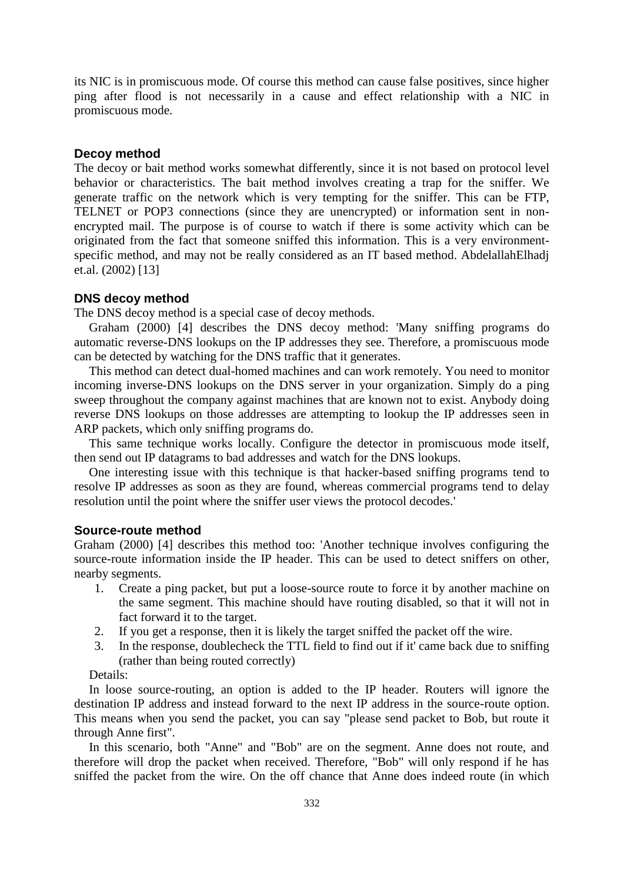its NIC is in promiscuous mode. Of course this method can cause false positives, since higher ping after flood is not necessarily in a cause and effect relationship with a NIC in promiscuous mode.

### Decoy method

The decoy or bait method works somewhat differently, since it is not based on protocol level behavior or characteristics. The bait method involves creating a trap for the sniffer. We generate traffic on the network which is very tempting for the sniffer. This can be FTP, TELNET or POP3 connections (since they are unencrypted) or information sent in non-encrypted mail. The purpose is of course to watch if there is some activity which can be originated from the fact that someone sniffed this information. This is a very environment-specific method, and may not be really considered as an IT based method. AbdelallahElhadj et.al. (2002) [13]

### DNS decoy method

The DNS decoy method is a special case of decoy methods.

Graham (2000) [4] describes the DNS decoy method: 'Many sniffing programs do automatic reverse-DNS lookups on the IP addresses they see. Therefore, a promiscuous mode can be detected by watching for the DNS traffic that it generates.

This method can detect dual-homed machines and can work remotely. You need to monitor incoming inverse-DNS lookups on the DNS server in your organization. Simply do a ping sweep throughout the company against machines that are known not to exist. Anybody doing reverse DNS lookups on those addresses are attempting to lookup the IP addresses seen in ARP packets, which only sniffing programs do.

This same technique works locally. Configure the detector in promiscuous mode itself, then send out IP datagrams to bad addresses and watch for the DNS lookups.

One interesting issue with this technique is that hacker-based sniffing programs tend to resolve IP addresses as soon as they are found, whereas commercial programs tend to delay resolution until the point where the sniffer user views the protocol decodes.'

### Source-route method

Graham (2000) [4] describes this method too: 'Another technique involves configuring the source-route information inside the IP header. This can be used to detect sniffers on other, nearby segments.

1. Create a ping packet, but put a loose-source route to force it by another machine on the same segment. This machine should have routing disabled, so that it will not in fact forward it to the target.
2. If you get a response, then it is likely the target sniffed the packet off the wire.
3. In the response, doublecheck the TTL field to find out if it' came back due to sniffing (rather than being routed correctly)

Details:

In loose source-routing, an option is added to the IP header. Routers will ignore the destination IP address and instead forward to the next IP address in the source-route option. This means when you send the packet, you can say "please send packet to Bob, but route it through Anne first".

In this scenario, both "Anne" and "Bob" are on the segment. Anne does not route, and therefore will drop the packet when received. Therefore, "Bob" will only respond if he has sniffed the packet from the wire. On the off chance that Anne does indeed route (in which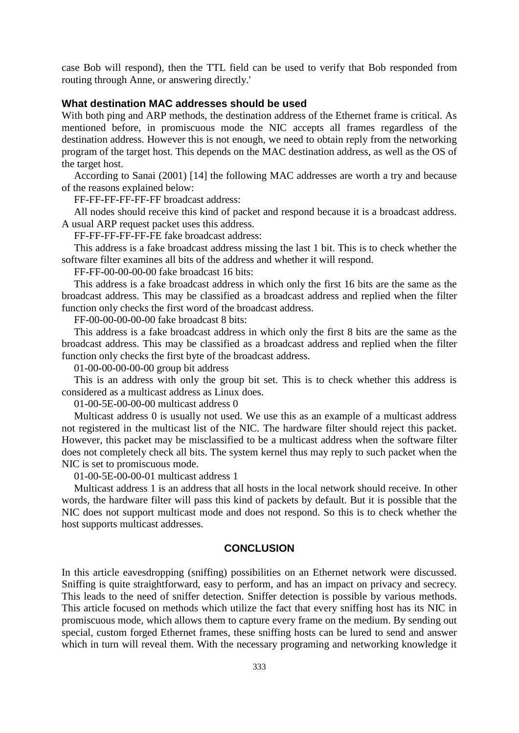case Bob will respond), then the TTL field can be used to verify that Bob responded from routing through Anne, or answering directly.'

### What destination MAC addresses should be used

With both ping and ARP methods, the destination address of the Ethernet frame is critical. As mentioned before, in promiscuous mode the NIC accepts all frames regardless of the destination address. However this is not enough, we need to obtain reply from the networking program of the target host. This depends on the MAC destination address, as well as the OS of the target host.

According to Sanai (2001) [14] the following MAC addresses are worth a try and because of the reasons explained below:

FF-FF-FF-FF-FF-FF broadcast address:

All nodes should receive this kind of packet and respond because it is a broadcast address. A usual ARP request packet uses this address.

FF-FF-FF-FF-FF-FE fake broadcast address:

This address is a fake broadcast address missing the last 1 bit. This is to check whether the software filter examines all bits of the address and whether it will respond.

FF-FF-00-00-00-00 fake broadcast 16 bits:

This address is a fake broadcast address in which only the first 16 bits are the same as the broadcast address. This may be classified as a broadcast address and replied when the filter function only checks the first word of the broadcast address.

FF-00-00-00-00-00 fake broadcast 8 bits:

This address is a fake broadcast address in which only the first 8 bits are the same as the broadcast address. This may be classified as a broadcast address and replied when the filter function only checks the first byte of the broadcast address.

01-00-00-00-00-00 group bit address

This is an address with only the group bit set. This is to check whether this address is considered as a multicast address as Linux does.

01-00-5E-00-00-00 multicast address 0

Multicast address 0 is usually not used. We use this as an example of a multicast address not registered in the multicast list of the NIC. The hardware filter should reject this packet. However, this packet may be misclassified to be a multicast address when the software filter does not completely check all bits. The system kernel thus may reply to such packet when the NIC is set to promiscuous mode.

01-00-5E-00-00-01 multicast address 1

Multicast address 1 is an address that all hosts in the local network should receive. In other words, the hardware filter will pass this kind of packets by default. But it is possible that the NIC does not support multicast mode and does not respond. So this is to check whether the host supports multicast addresses.

## CONCLUSION

In this article eavesdropping (sniffing) possibilities on an Ethernet network were discussed. Sniffing is quite straightforward, easy to perform, and has an impact on privacy and secrecy. This leads to the need of sniffer detection. Sniffer detection is possible by various methods. This article focused on methods which utilize the fact that every sniffing host has its NIC in promiscuous mode, which allows them to capture every frame on the medium. By sending out special, custom forged Ethernet frames, these sniffing hosts can be lured to send and answer which in turn will reveal them. With the necessary programing and networking knowledge it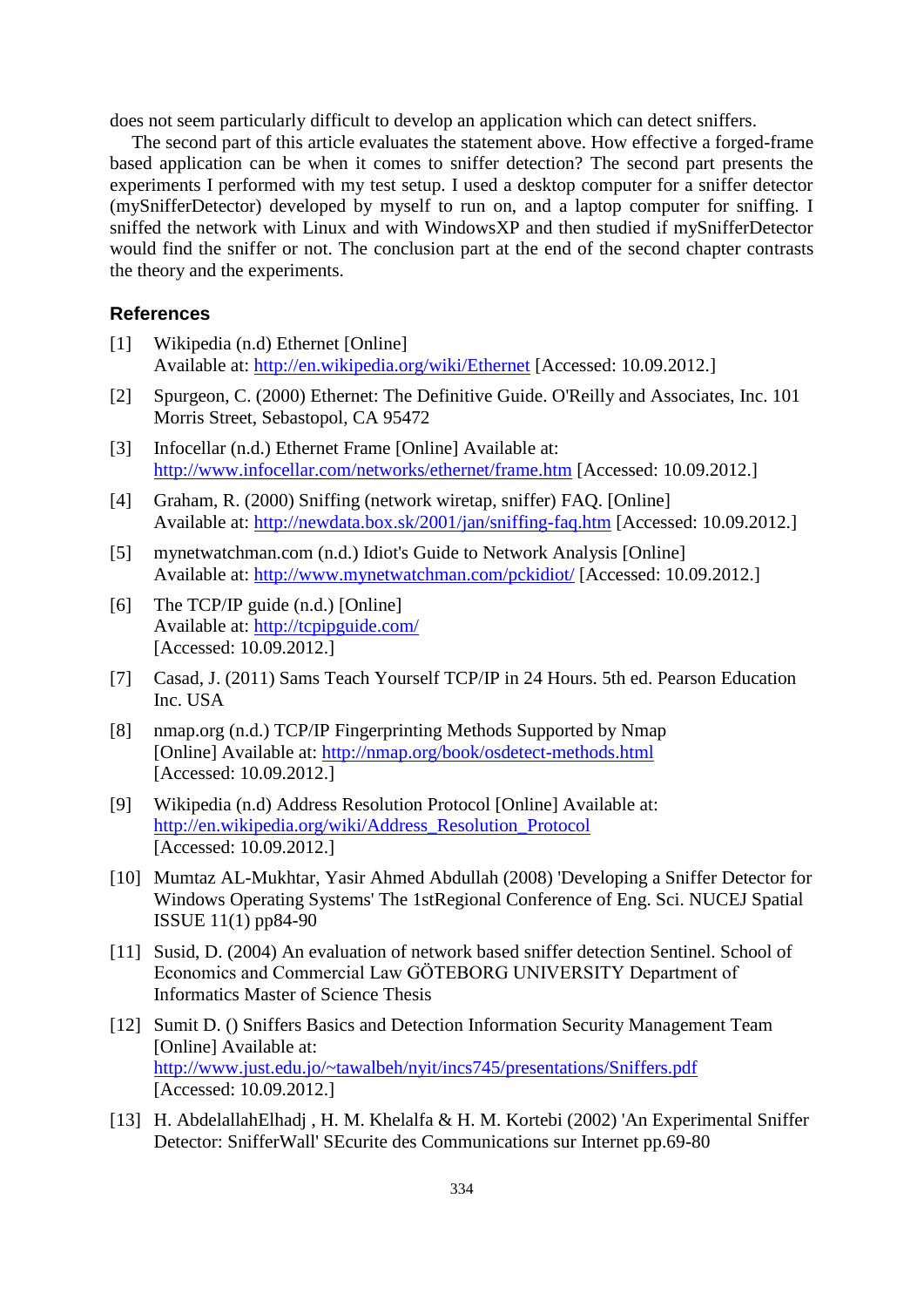does not seem particularly difficult to develop an application which can detect sniffers.

The second part of this article evaluates the statement above. How effective a forged-frame based application can be when it comes to sniffer detection? The second part presents the experiments I performed with my test setup. I used a desktop computer for a sniffer detector (mySnifferDetector) developed by myself to run on, and a laptop computer for sniffing. I sniffed the network with Linux and with WindowsXP and then studied if mySnifferDetector would find the sniffer or not. The conclusion part at the end of the second chapter contrasts the theory and the experiments.

## References

[1] Wikipedia (n.d) Ethernet [Online] Available at: http://en.wikipedia.org/wiki/Ethernet [Accessed: 10.09.2012.]

[2] Spurgeon, C. (2000) Ethernet: The Definitive Guide. O'Reilly and Associates, Inc. 101 Morris Street, Sebastopol, CA 95472

[3] Infocellar (n.d.) Ethernet Frame [Online] Available at: http://www.infocellar.com/networks/ethernet/frame.htm [Accessed: 10.09.2012.]

[4] Graham, R. (2000) Sniffing (network wiretap, sniffer) FAQ. [Online] Available at: http://newdata.box.sk/2001/jan/sniffing-faq.htm [Accessed: 10.09.2012.]

[5] mynetwatchman.com (n.d.) Idiot's Guide to Network Analysis [Online] Available at: http://www.mynetwatchman.com/pckidiot/ [Accessed: 10.09.2012.]

[6] The TCP/IP guide (n.d.) [Online] Available at: http://tcpipguide.com/ [Accessed: 10.09.2012.]

[7] Casad, J. (2011) Sams Teach Yourself TCP/IP in 24 Hours. 5th ed. Pearson Education Inc. USA

[8] nmap.org (n.d.) TCP/IP Fingerprinting Methods Supported by Nmap [Online] Available at: http://nmap.org/book/osdetect-methods.html [Accessed: 10.09.2012.]

[9] Wikipedia (n.d) Address Resolution Protocol [Online] Available at: http://en.wikipedia.org/wiki/Address_Resolution_Protocol [Accessed: 10.09.2012.]

[10] Mumtaz AL-Mukhtar, Yasir Ahmed Abdullah (2008) 'Developing a Sniffer Detector for Windows Operating Systems' The 1stRegional Conference of Eng. Sci. NUCEJ Spatial ISSUE 11(1) pp84-90

[11] Susid, D. (2004) An evaluation of network based sniffer detection Sentinel. School of Economics and Commercial Law GÖTEBORG UNIVERSITY Department of Informatics Master of Science Thesis

[12] Sumit D. () Sniffers Basics and Detection Information Security Management Team [Online] Available at: http://www.just.edu.jo/~tawalbeh/nyit/incs745/presentations/Sniffers.pdf [Accessed: 10.09.2012.]

[13] H. AbdelallahElhadj , H. M. Khelalfa & H. M. Kortebi (2002) 'An Experimental Sniffer Detector: SnifferWall' SEcurite des Communications sur Internet pp.69-80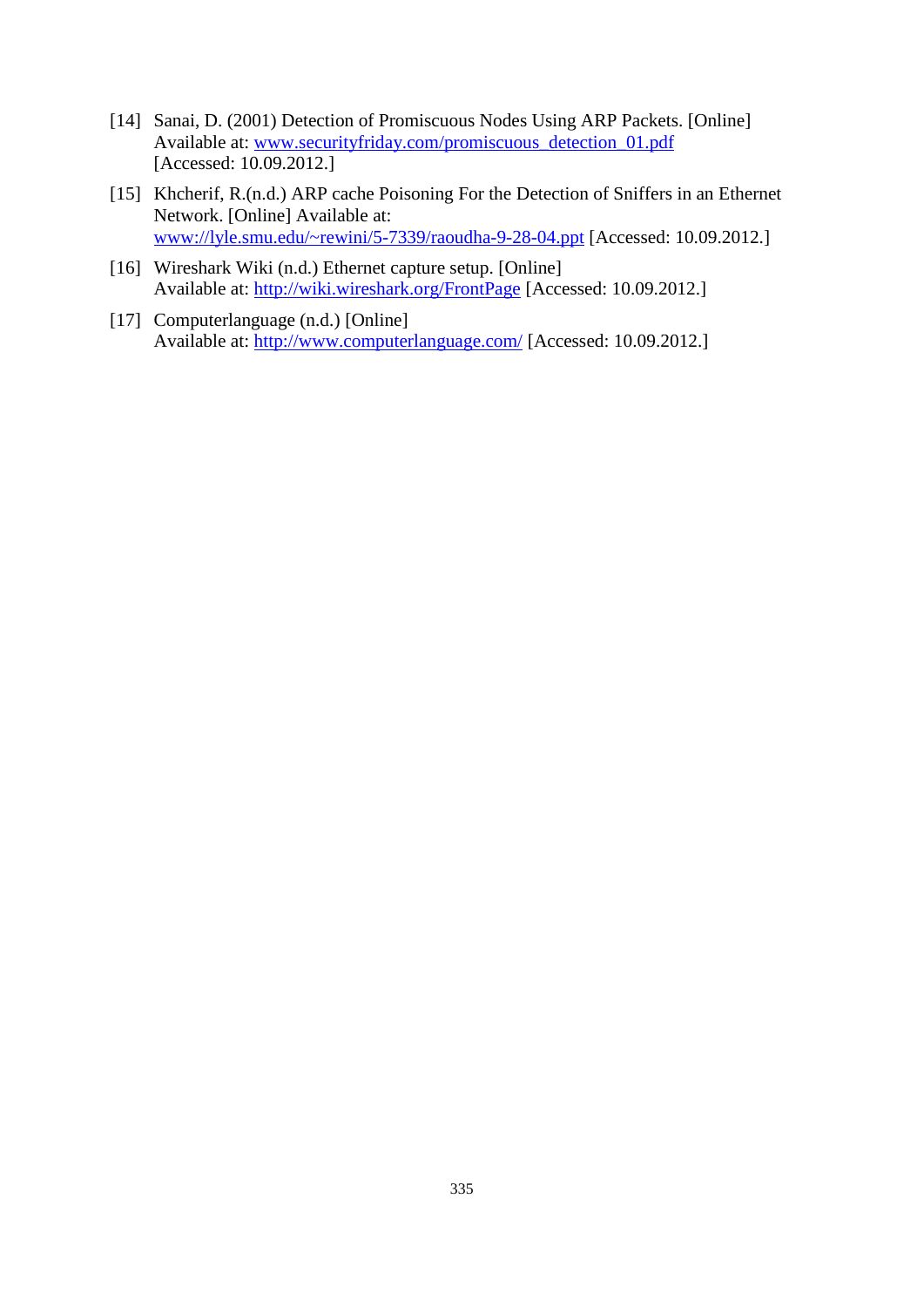[14] Sanai, D. (2001) Detection of Promiscuous Nodes Using ARP Packets. [Online] Available at: www.securityfriday.com/promiscuous_detection_01.pdf [Accessed: 10.09.2012.]

[15] Khcherif, R.(n.d.) ARP cache Poisoning For the Detection of Sniffers in an Ethernet Network. [Online] Available at: www://lyle.smu.edu/~rewini/5-7339/raoudha-9-28-04.ppt [Accessed: 10.09.2012.]

[16] Wireshark Wiki (n.d.) Ethernet capture setup. [Online] Available at: http://wiki.wireshark.org/FrontPage [Accessed: 10.09.2012.]

[17] Computerlanguage (n.d.) [Online] Available at: http://www.computerlanguage.com/ [Accessed: 10.09.2012.]